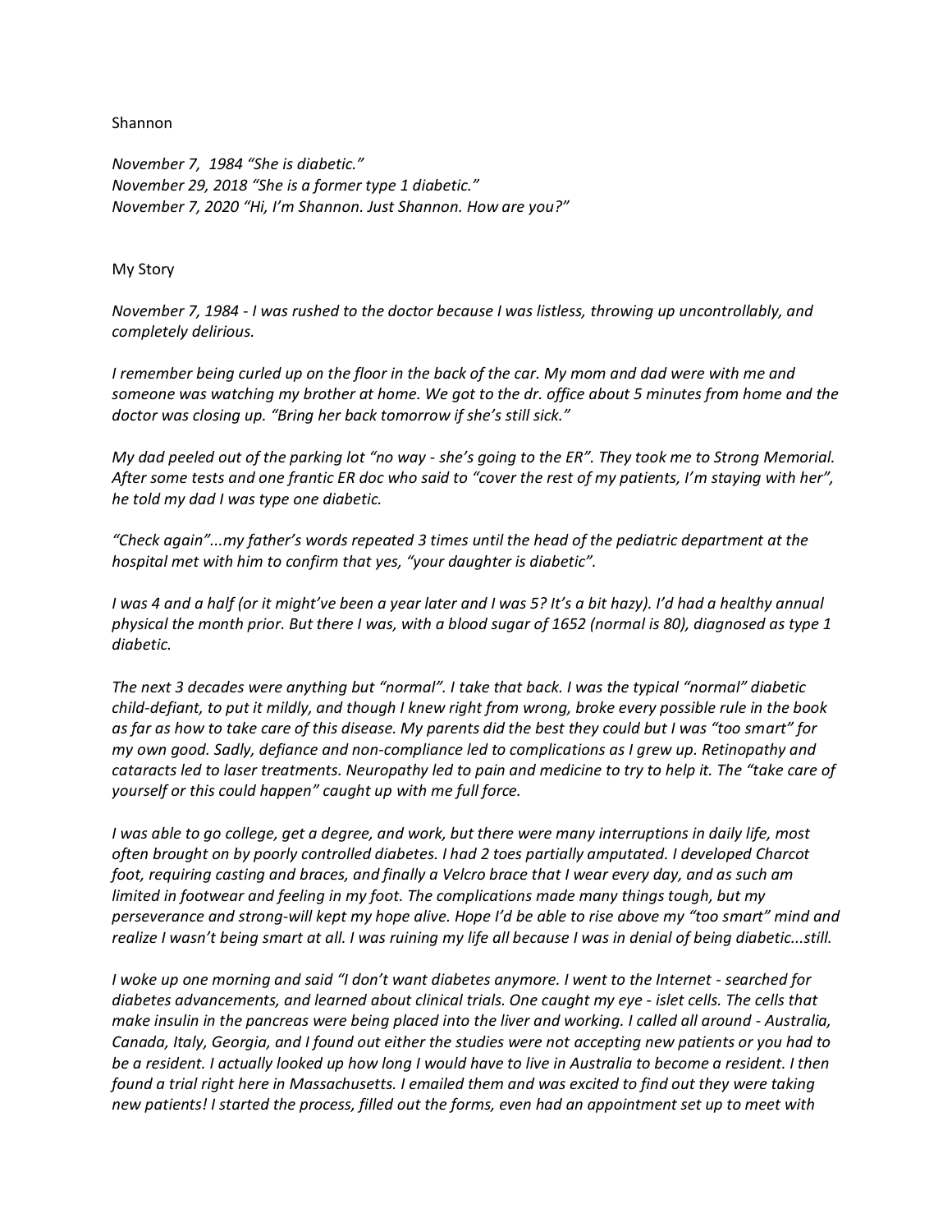Shannon

*November 7, 1984 "She is diabetic."*
*November 29, 2018 "She is a former type 1 diabetic."*
*November 7, 2020 "Hi, I'm Shannon. Just Shannon. How are you?"*

My Story

*November 7, 1984 - I was rushed to the doctor because I was listless, throwing up uncontrollably, and completely delirious.*

*I remember being curled up on the floor in the back of the car. My mom and dad were with me and someone was watching my brother at home. We got to the dr. office about 5 minutes from home and the doctor was closing up. "Bring her back tomorrow if she's still sick."*

*My dad peeled out of the parking lot "no way - she's going to the ER". They took me to Strong Memorial. After some tests and one frantic ER doc who said to "cover the rest of my patients, I'm staying with her", he told my dad I was type one diabetic.*

*"Check again"...my father's words repeated 3 times until the head of the pediatric department at the hospital met with him to confirm that yes, "your daughter is diabetic".*

*I was 4 and a half (or it might've been a year later and I was 5? It's a bit hazy). I'd had a healthy annual physical the month prior. But there I was, with a blood sugar of 1652 (normal is 80), diagnosed as type 1 diabetic.*

*The next 3 decades were anything but "normal". I take that back. I was the typical "normal" diabetic child-defiant, to put it mildly, and though I knew right from wrong, broke every possible rule in the book as far as how to take care of this disease. My parents did the best they could but I was "too smart" for my own good. Sadly, defiance and non-compliance led to complications as I grew up. Retinopathy and cataracts led to laser treatments. Neuropathy led to pain and medicine to try to help it. The "take care of yourself or this could happen" caught up with me full force.*

*I was able to go college, get a degree, and work, but there were many interruptions in daily life, most often brought on by poorly controlled diabetes. I had 2 toes partially amputated. I developed Charcot foot, requiring casting and braces, and finally a Velcro brace that I wear every day, and as such am limited in footwear and feeling in my foot. The complications made many things tough, but my perseverance and strong-will kept my hope alive. Hope I'd be able to rise above my "too smart" mind and realize I wasn't being smart at all. I was ruining my life all because I was in denial of being diabetic...still.*

*I woke up one morning and said "I don't want diabetes anymore. I went to the Internet - searched for diabetes advancements, and learned about clinical trials. One caught my eye - islet cells. The cells that make insulin in the pancreas were being placed into the liver and working. I called all around - Australia, Canada, Italy, Georgia, and I found out either the studies were not accepting new patients or you had to be a resident. I actually looked up how long I would have to live in Australia to become a resident. I then found a trial right here in Massachusetts. I emailed them and was excited to find out they were taking new patients! I started the process, filled out the forms, even had an appointment set up to meet with*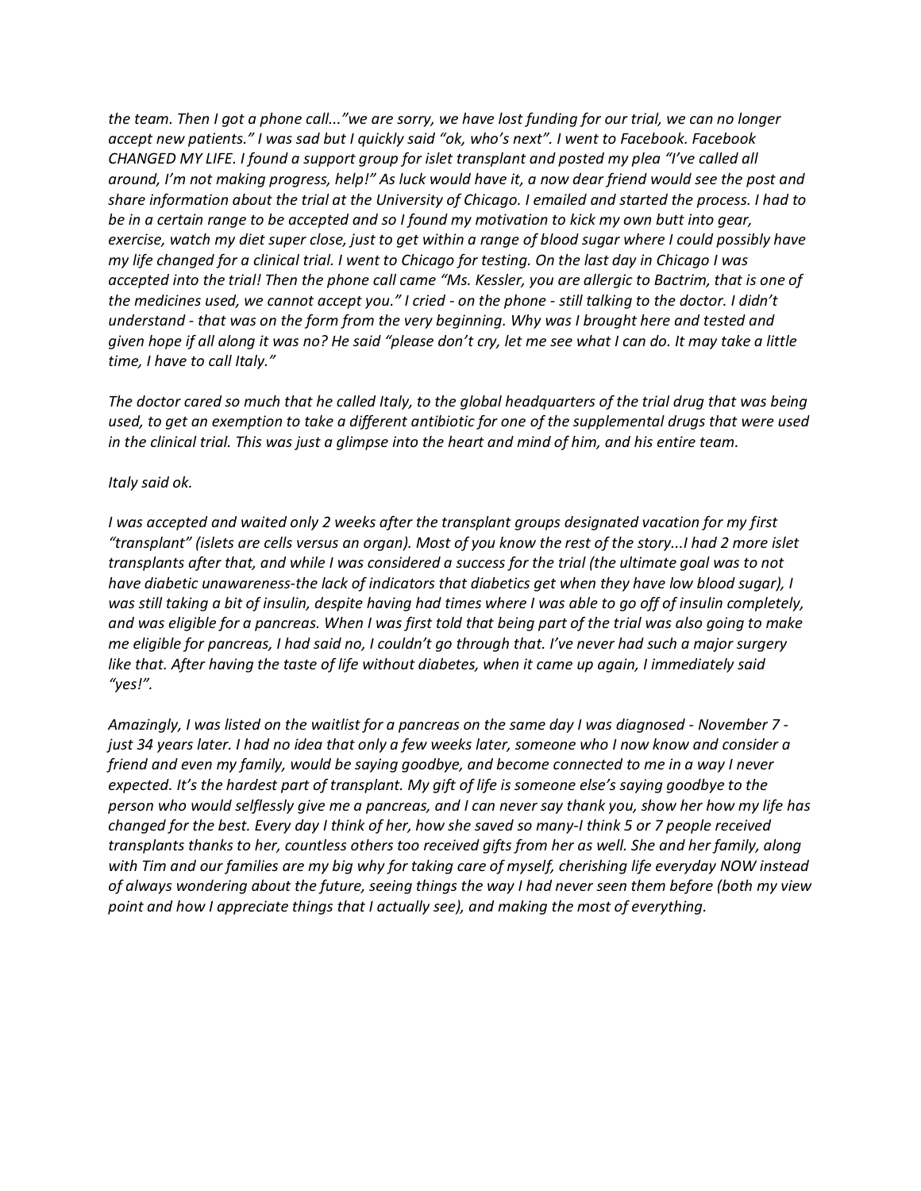*the team. Then I got a phone call..."we are sorry, we have lost funding for our trial, we can no longer accept new patients." I was sad but I quickly said "ok, who's next". I went to Facebook. Facebook CHANGED MY LIFE. I found a support group for islet transplant and posted my plea "I've called all around, I'm not making progress, help!" As luck would have it, a now dear friend would see the post and share information about the trial at the University of Chicago. I emailed and started the process. I had to be in a certain range to be accepted and so I found my motivation to kick my own butt into gear, exercise, watch my diet super close, just to get within a range of blood sugar where I could possibly have my life changed for a clinical trial. I went to Chicago for testing. On the last day in Chicago I was accepted into the trial! Then the phone call came "Ms. Kessler, you are allergic to Bactrim, that is one of the medicines used, we cannot accept you." I cried - on the phone - still talking to the doctor. I didn't understand - that was on the form from the very beginning. Why was I brought here and tested and given hope if all along it was no? He said "please don't cry, let me see what I can do. It may take a little time, I have to call Italy."*

*The doctor cared so much that he called Italy, to the global headquarters of the trial drug that was being used, to get an exemption to take a different antibiotic for one of the supplemental drugs that were used in the clinical trial. This was just a glimpse into the heart and mind of him, and his entire team.*

*Italy said ok.*

*I was accepted and waited only 2 weeks after the transplant groups designated vacation for my first "transplant" (islets are cells versus an organ). Most of you know the rest of the story...I had 2 more islet transplants after that, and while I was considered a success for the trial (the ultimate goal was to not have diabetic unawareness-the lack of indicators that diabetics get when they have low blood sugar), I was still taking a bit of insulin, despite having had times where I was able to go off of insulin completely, and was eligible for a pancreas. When I was first told that being part of the trial was also going to make me eligible for pancreas, I had said no, I couldn't go through that. I've never had such a major surgery like that. After having the taste of life without diabetes, when it came up again, I immediately said "yes!".*

*Amazingly, I was listed on the waitlist for a pancreas on the same day I was diagnosed - November 7 - just 34 years later. I had no idea that only a few weeks later, someone who I now know and consider a friend and even my family, would be saying goodbye, and become connected to me in a way I never expected. It's the hardest part of transplant. My gift of life is someone else's saying goodbye to the person who would selflessly give me a pancreas, and I can never say thank you, show her how my life has changed for the best. Every day I think of her, how she saved so many-I think 5 or 7 people received transplants thanks to her, countless others too received gifts from her as well. She and her family, along with Tim and our families are my big why for taking care of myself, cherishing life everyday NOW instead of always wondering about the future, seeing things the way I had never seen them before (both my view point and how I appreciate things that I actually see), and making the most of everything.*